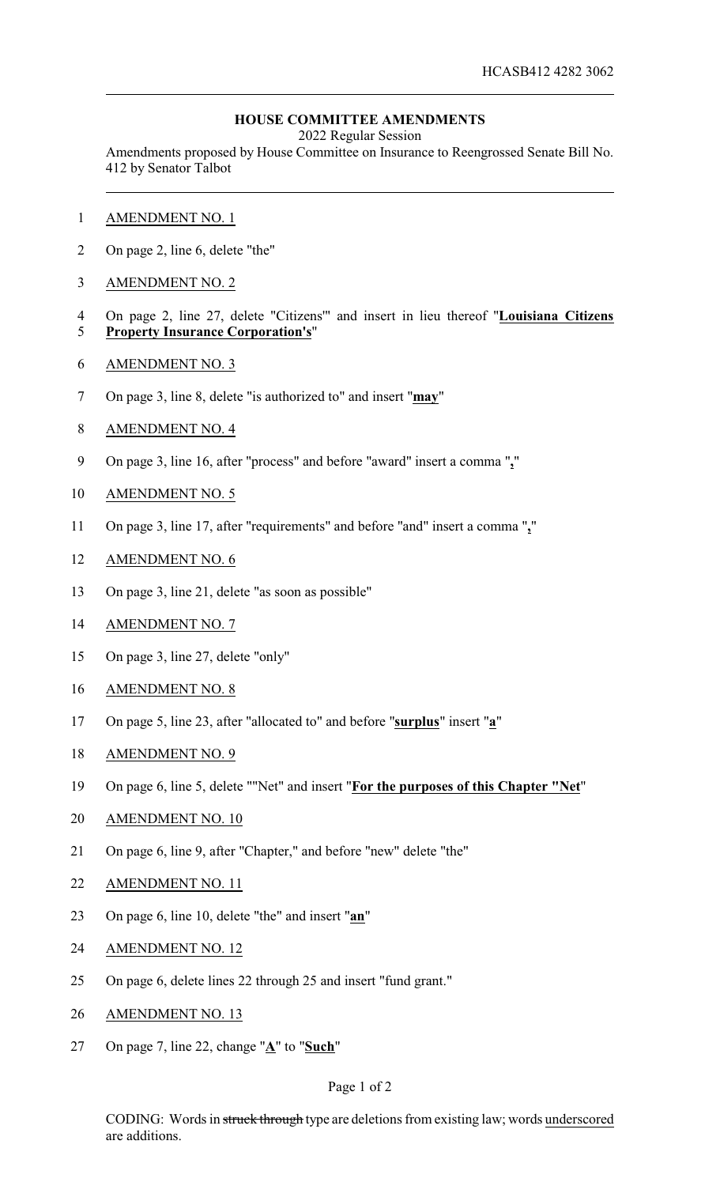HCASB412 4282 3062

**HOUSE COMMITTEE AMENDMENTS**

2022 Regular Session

Amendments proposed by House Committee on Insurance to Reengrossed Senate Bill No. 412 by Senator Talbot

AMENDMENT NO. 1

On page 2, line 6, delete "the"

AMENDMENT NO. 2

On page 2, line 27, delete "Citizens'" and insert in lieu thereof "**Louisiana Citizens Property Insurance Corporation's**"

AMENDMENT NO. 3

On page 3, line 8, delete "is authorized to" and insert "**may**"

AMENDMENT NO. 4

On page 3, line 16, after "process" and before "award" insert a comma "**,**"

AMENDMENT NO. 5

On page 3, line 17, after "requirements" and before "and" insert a comma "**,**"

AMENDMENT NO. 6

On page 3, line 21, delete "as soon as possible"

AMENDMENT NO. 7

On page 3, line 27, delete "only"

AMENDMENT NO. 8

On page 5, line 23, after "allocated to" and before "**surplus**" insert "**a**"

AMENDMENT NO. 9

On page 6, line 5, delete ""Net" and insert "**For the purposes of this Chapter "Net**"

AMENDMENT NO. 10

On page 6, line 9, after "Chapter," and before "new" delete "the"

AMENDMENT NO. 11

On page 6, line 10, delete "the" and insert "**an**"

AMENDMENT NO. 12

On page 6, delete lines 22 through 25 and insert "fund grant."

AMENDMENT NO. 13

On page 7, line 22, change "**A**" to "**Such**"

CODING: Words in ~~struck through~~ type are deletions from existing law; words underscored are additions.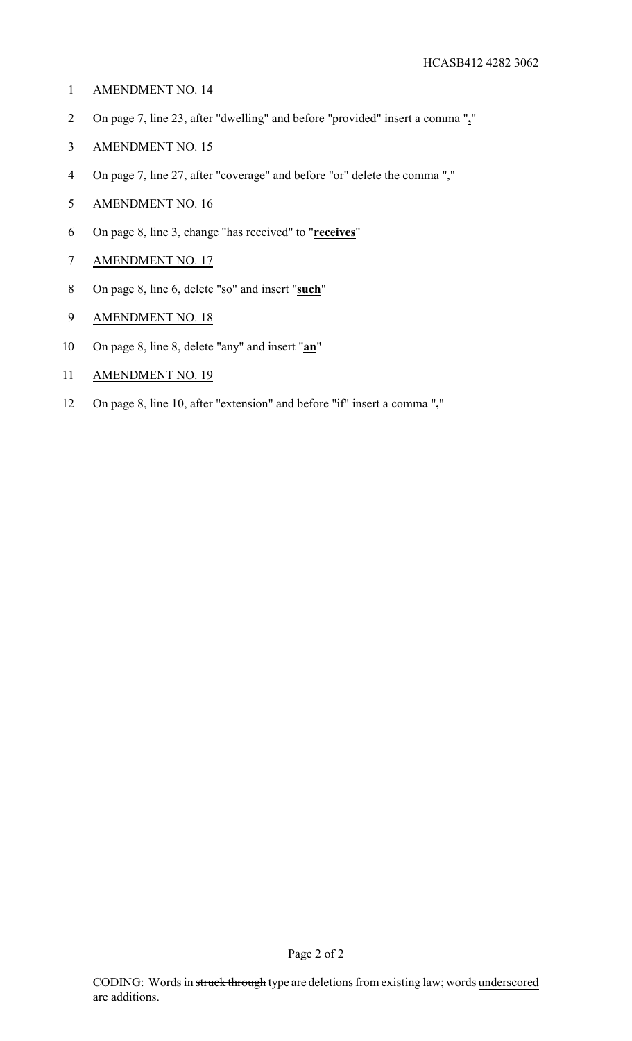AMENDMENT NO. 14

On page 7, line 23, after "dwelling" and before "provided" insert a comma "**,**"

AMENDMENT NO. 15

On page 7, line 27, after "coverage" and before "or" delete the comma ","

AMENDMENT NO. 16

On page 8, line 3, change "has received" to "**receives**"

AMENDMENT NO. 17

On page 8, line 6, delete "so" and insert "**such**"

AMENDMENT NO. 18

On page 8, line 8, delete "any" and insert "**an**"

AMENDMENT NO. 19

On page 8, line 10, after "extension" and before "if" insert a comma "**,**"

CODING: Words in ~~struck through~~ type are deletions from existing law; words <u>underscored</u> are additions.